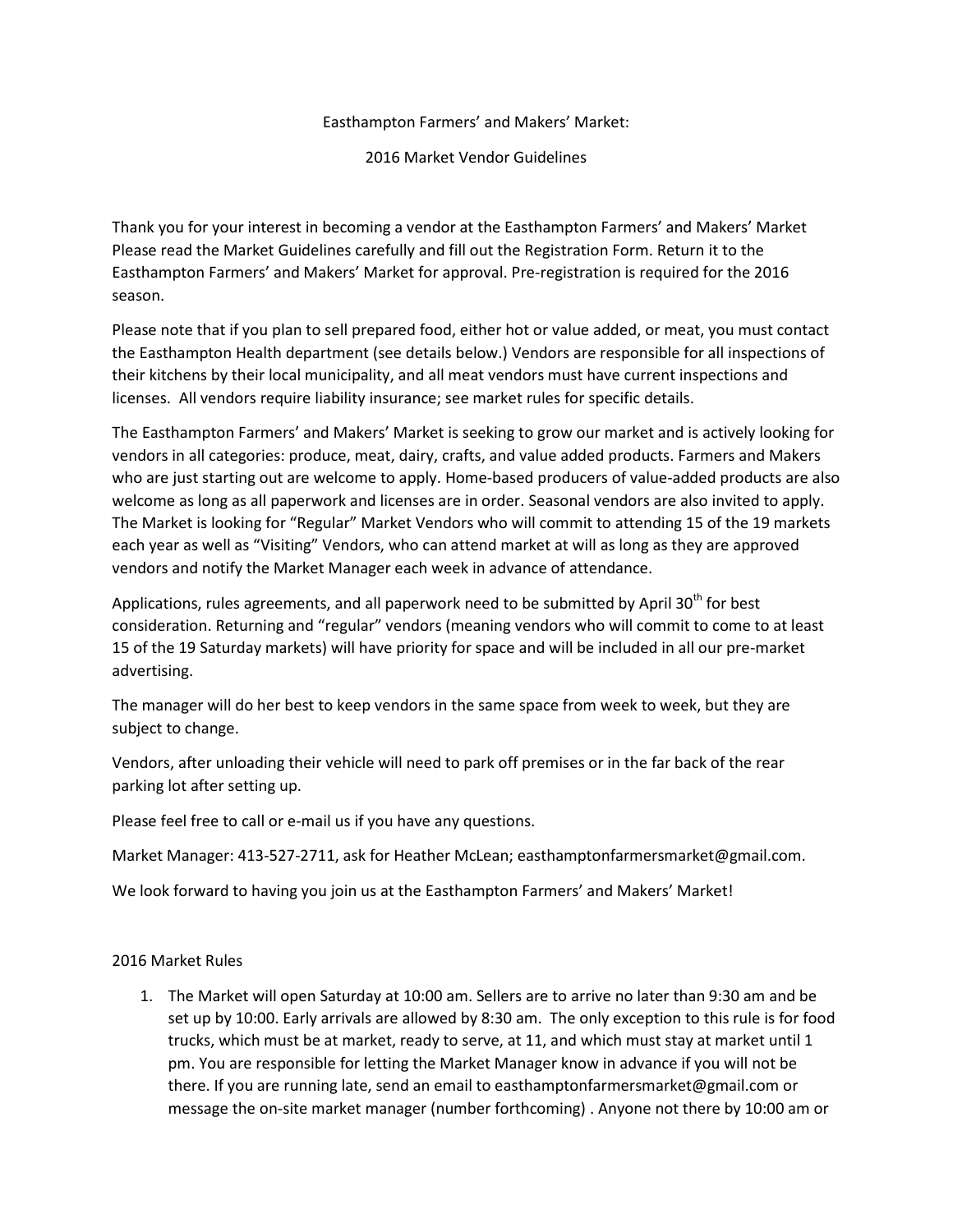Easthampton Farmers' and Makers' Market:

2016 Market Vendor Guidelines

Thank you for your interest in becoming a vendor at the Easthampton Farmers' and Makers' Market Please read the Market Guidelines carefully and fill out the Registration Form. Return it to the Easthampton Farmers' and Makers' Market for approval. Pre-registration is required for the 2016 season.

Please note that if you plan to sell prepared food, either hot or value added, or meat, you must contact the Easthampton Health department (see details below.) Vendors are responsible for all inspections of their kitchens by their local municipality, and all meat vendors must have current inspections and licenses. All vendors require liability insurance; see market rules for specific details.

The Easthampton Farmers' and Makers' Market is seeking to grow our market and is actively looking for vendors in all categories: produce, meat, dairy, crafts, and value added products. Farmers and Makers who are just starting out are welcome to apply. Home-based producers of value-added products are also welcome as long as all paperwork and licenses are in order. Seasonal vendors are also invited to apply. The Market is looking for "Regular" Market Vendors who will commit to attending 15 of the 19 markets each year as well as "Visiting" Vendors, who can attend market at will as long as they are approved vendors and notify the Market Manager each week in advance of attendance.

Applications, rules agreements, and all paperwork need to be submitted by April 30th for best consideration. Returning and "regular" vendors (meaning vendors who will commit to come to at least 15 of the 19 Saturday markets) will have priority for space and will be included in all our pre-market advertising.

The manager will do her best to keep vendors in the same space from week to week, but they are subject to change.

Vendors, after unloading their vehicle will need to park off premises or in the far back of the rear parking lot after setting up.

Please feel free to call or e-mail us if you have any questions.

Market Manager: 413-527-2711, ask for Heather McLean; easthamptonfarmersmarket@gmail.com.

We look forward to having you join us at the Easthampton Farmers' and Makers' Market!

2016 Market Rules

1. The Market will open Saturday at 10:00 am. Sellers are to arrive no later than 9:30 am and be set up by 10:00. Early arrivals are allowed by 8:30 am. The only exception to this rule is for food trucks, which must be at market, ready to serve, at 11, and which must stay at market until 1 pm. You are responsible for letting the Market Manager know in advance if you will not be there. If you are running late, send an email to easthamptonfarmersmarket@gmail.com or message the on-site market manager (number forthcoming) . Anyone not there by 10:00 am or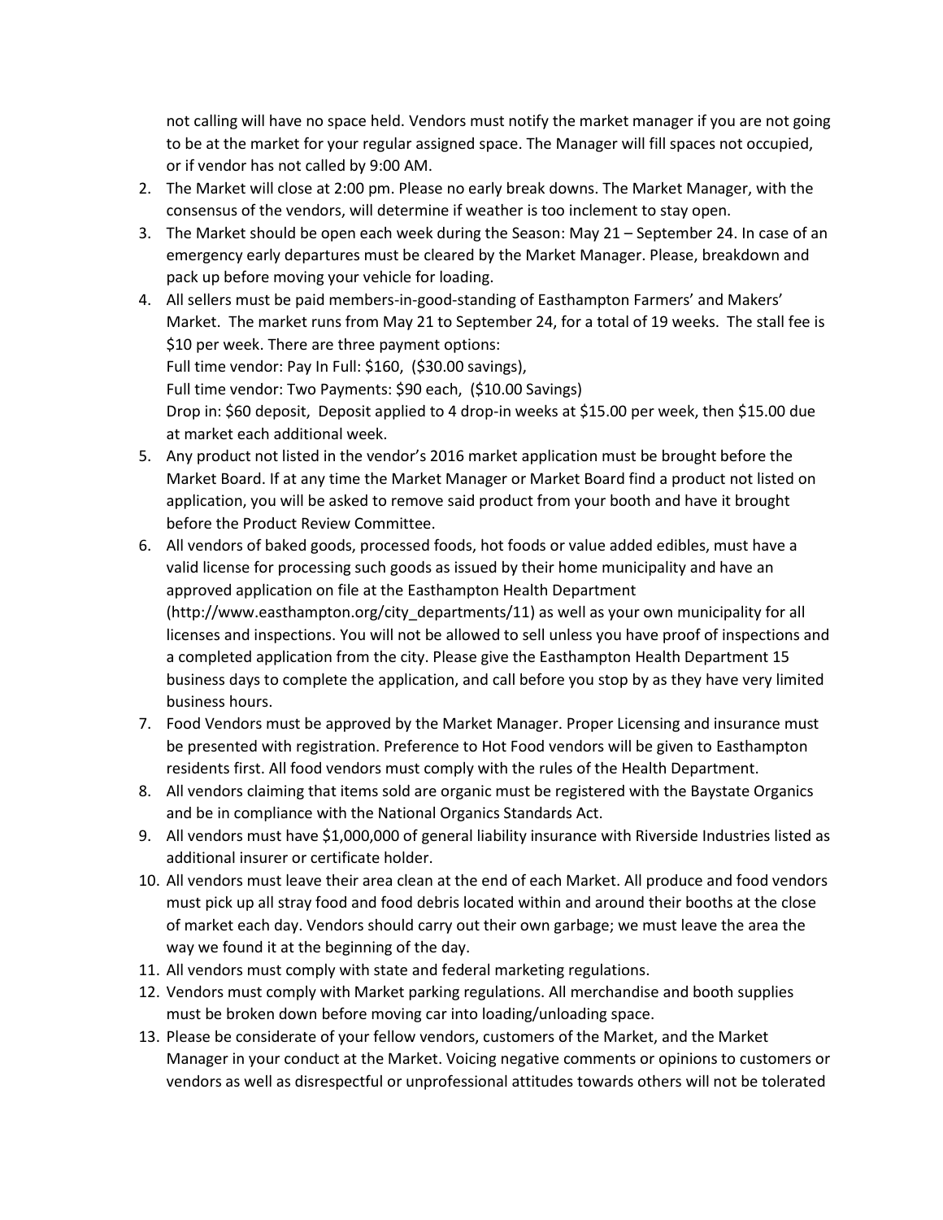not calling will have no space held. Vendors must notify the market manager if you are not going to be at the market for your regular assigned space. The Manager will fill spaces not occupied, or if vendor has not called by 9:00 AM.

2. The Market will close at 2:00 pm. Please no early break downs. The Market Manager, with the consensus of the vendors, will determine if weather is too inclement to stay open.
3. The Market should be open each week during the Season: May 21 – September 24. In case of an emergency early departures must be cleared by the Market Manager. Please, breakdown and pack up before moving your vehicle for loading.
4. All sellers must be paid members-in-good-standing of Easthampton Farmers' and Makers' Market. The market runs from May 21 to September 24, for a total of 19 weeks. The stall fee is $10 per week. There are three payment options:
   Full time vendor: Pay In Full: $160, ($30.00 savings),
   Full time vendor: Two Payments: $90 each, ($10.00 Savings)
   Drop in: $60 deposit, Deposit applied to 4 drop-in weeks at $15.00 per week, then $15.00 due at market each additional week.
5. Any product not listed in the vendor's 2016 market application must be brought before the Market Board. If at any time the Market Manager or Market Board find a product not listed on application, you will be asked to remove said product from your booth and have it brought before the Product Review Committee.
6. All vendors of baked goods, processed foods, hot foods or value added edibles, must have a valid license for processing such goods as issued by their home municipality and have an approved application on file at the Easthampton Health Department (http://www.easthampton.org/city_departments/11) as well as your own municipality for all licenses and inspections. You will not be allowed to sell unless you have proof of inspections and a completed application from the city. Please give the Easthampton Health Department 15 business days to complete the application, and call before you stop by as they have very limited business hours.
7. Food Vendors must be approved by the Market Manager. Proper Licensing and insurance must be presented with registration. Preference to Hot Food vendors will be given to Easthampton residents first. All food vendors must comply with the rules of the Health Department.
8. All vendors claiming that items sold are organic must be registered with the Baystate Organics and be in compliance with the National Organics Standards Act.
9. All vendors must have $1,000,000 of general liability insurance with Riverside Industries listed as additional insurer or certificate holder.
10. All vendors must leave their area clean at the end of each Market. All produce and food vendors must pick up all stray food and food debris located within and around their booths at the close of market each day. Vendors should carry out their own garbage; we must leave the area the way we found it at the beginning of the day.
11. All vendors must comply with state and federal marketing regulations.
12. Vendors must comply with Market parking regulations. All merchandise and booth supplies must be broken down before moving car into loading/unloading space.
13. Please be considerate of your fellow vendors, customers of the Market, and the Market Manager in your conduct at the Market. Voicing negative comments or opinions to customers or vendors as well as disrespectful or unprofessional attitudes towards others will not be tolerated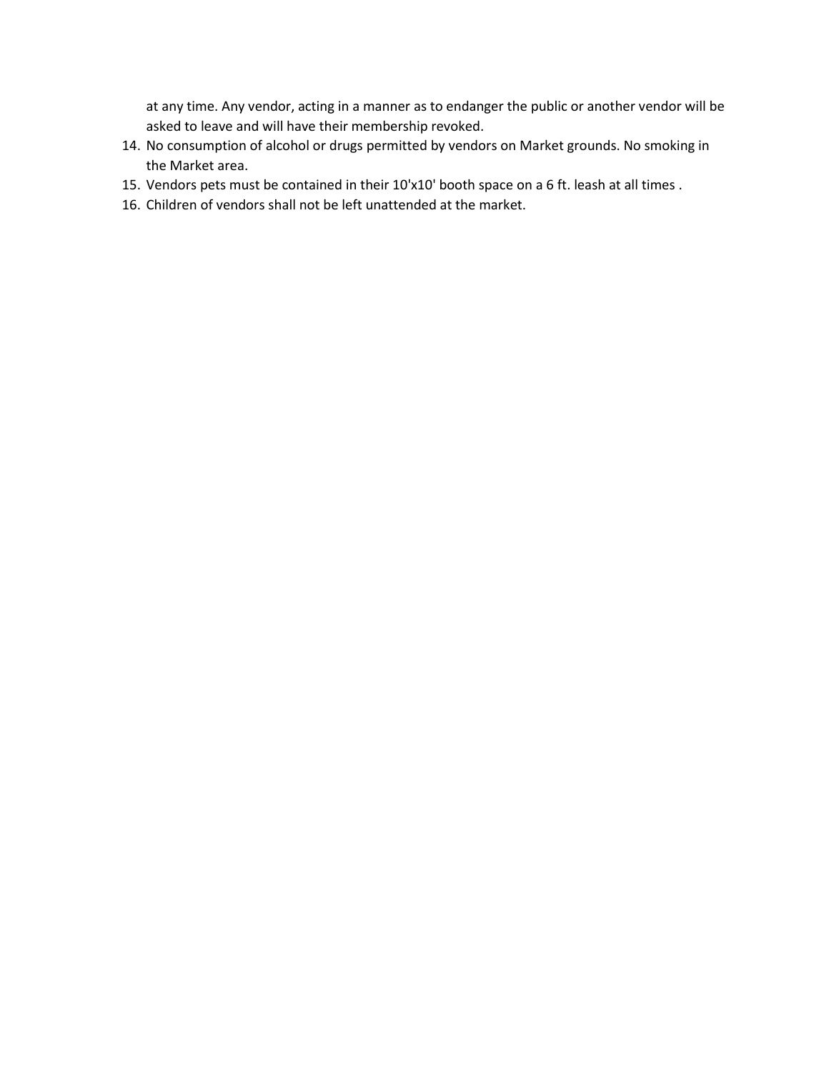at any time. Any vendor, acting in a manner as to endanger the public or another vendor will be asked to leave and will have their membership revoked.

14. No consumption of alcohol or drugs permitted by vendors on Market grounds. No smoking in the Market area.
15. Vendors pets must be contained in their 10'x10' booth space on a 6 ft. leash at all times .
16. Children of vendors shall not be left unattended at the market.